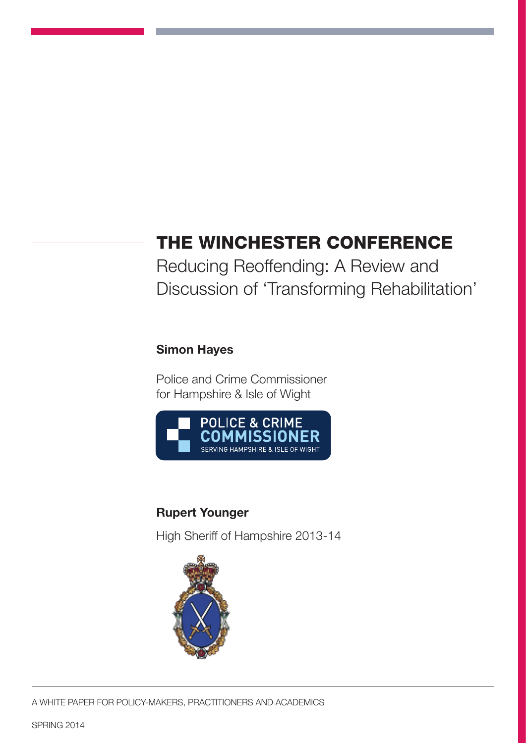# THE WINCHESTER CONFERENCE

## Reducing Reoffending: A Review and Discussion of 'Transforming Rehabilitation'

**Simon Hayes**

Police and Crime Commissioner for Hampshire & Isle of Wight

POLICE & CRIME COMMISSIONER
SERVING HAMPSHIRE & ISLE OF WIGHT

**Rupert Younger**

High Sheriff of Hampshire 2013-14

A WHITE PAPER FOR POLICY-MAKERS, PRACTITIONERS AND ACADEMICS

SPRING 2014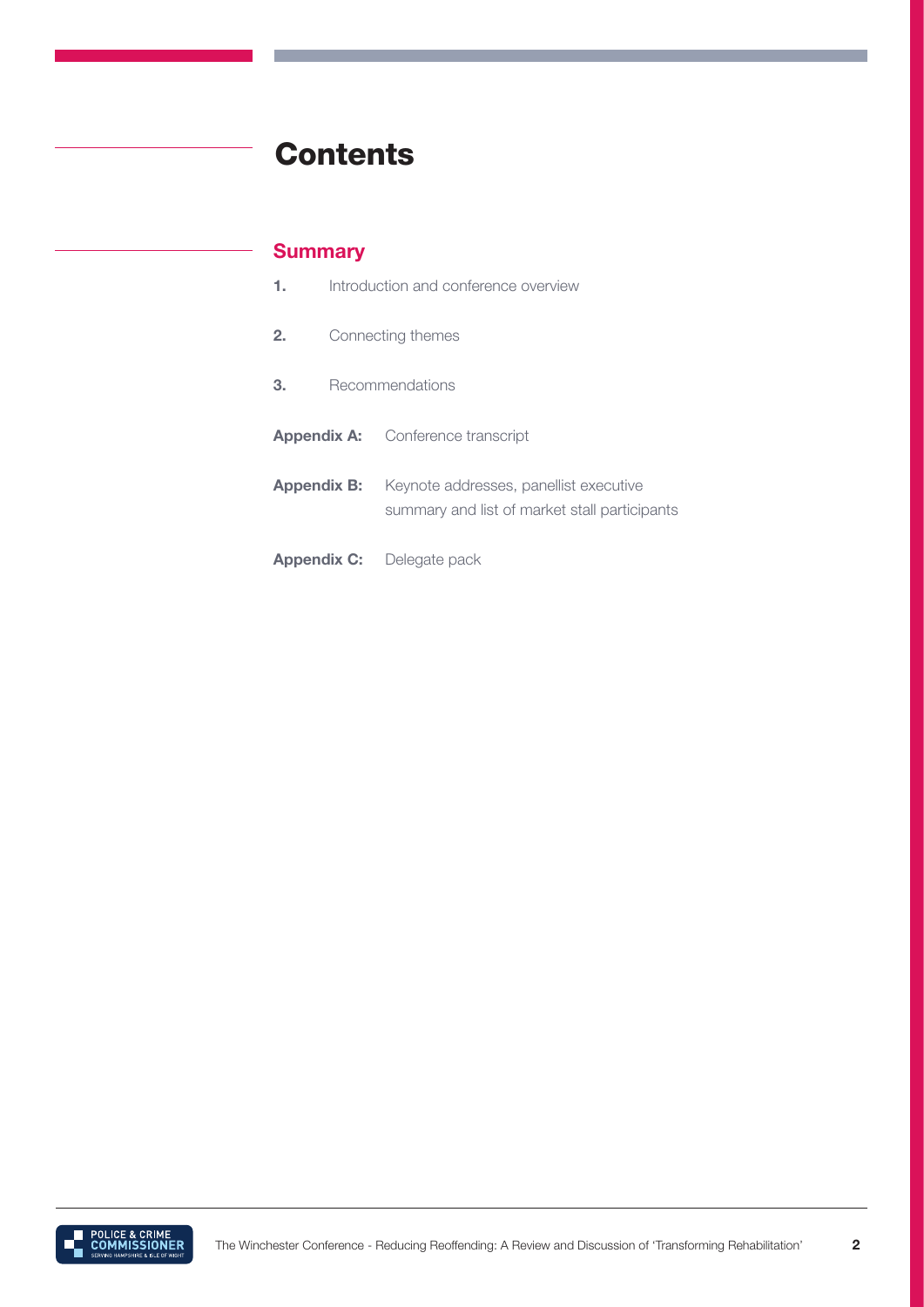# Contents

## Summary

**1.** Introduction and conference overview

**2.** Connecting themes

**3.** Recommendations

**Appendix A:** Conference transcript

**Appendix B:** Keynote addresses, panellist executive summary and list of market stall participants

**Appendix C:** Delegate pack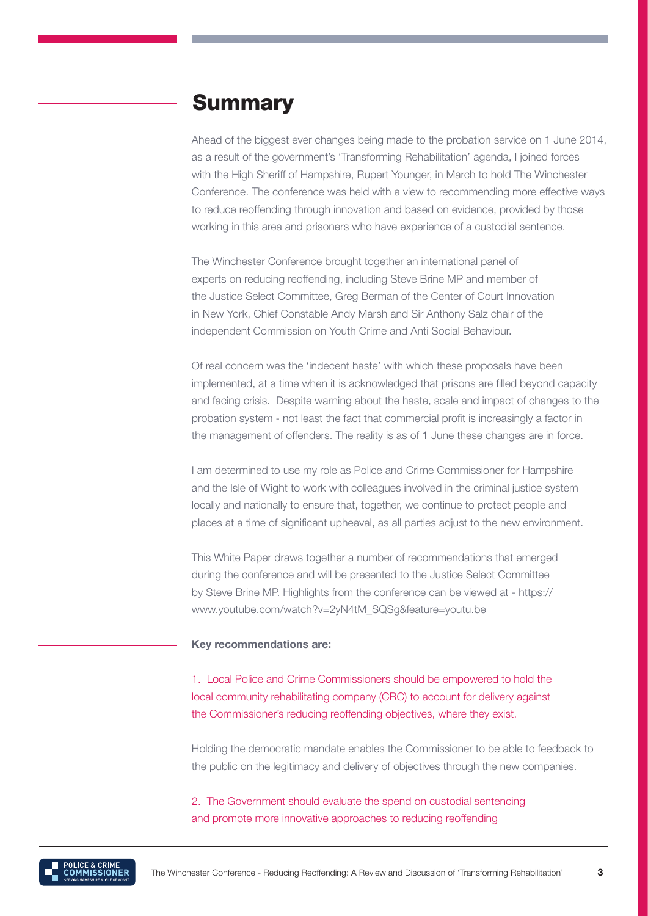# Summary

Ahead of the biggest ever changes being made to the probation service on 1 June 2014, as a result of the government's 'Transforming Rehabilitation' agenda, I joined forces with the High Sheriff of Hampshire, Rupert Younger, in March to hold The Winchester Conference. The conference was held with a view to recommending more effective ways to reduce reoffending through innovation and based on evidence, provided by those working in this area and prisoners who have experience of a custodial sentence.

The Winchester Conference brought together an international panel of experts on reducing reoffending, including Steve Brine MP and member of the Justice Select Committee, Greg Berman of the Center of Court Innovation in New York, Chief Constable Andy Marsh and Sir Anthony Salz chair of the independent Commission on Youth Crime and Anti Social Behaviour.

Of real concern was the 'indecent haste' with which these proposals have been implemented, at a time when it is acknowledged that prisons are filled beyond capacity and facing crisis. Despite warning about the haste, scale and impact of changes to the probation system - not least the fact that commercial profit is increasingly a factor in the management of offenders. The reality is as of 1 June these changes are in force.

I am determined to use my role as Police and Crime Commissioner for Hampshire and the Isle of Wight to work with colleagues involved in the criminal justice system locally and nationally to ensure that, together, we continue to protect people and places at a time of significant upheaval, as all parties adjust to the new environment.

This White Paper draws together a number of recommendations that emerged during the conference and will be presented to the Justice Select Committee by Steve Brine MP. Highlights from the conference can be viewed at - https://www.youtube.com/watch?v=2yN4tM_SQSg&feature=youtu.be

**Key recommendations are:**

1. Local Police and Crime Commissioners should be empowered to hold the local community rehabilitating company (CRC) to account for delivery against the Commissioner's reducing reoffending objectives, where they exist.

Holding the democratic mandate enables the Commissioner to be able to feedback to the public on the legitimacy and delivery of objectives through the new companies.

2. The Government should evaluate the spend on custodial sentencing and promote more innovative approaches to reducing reoffending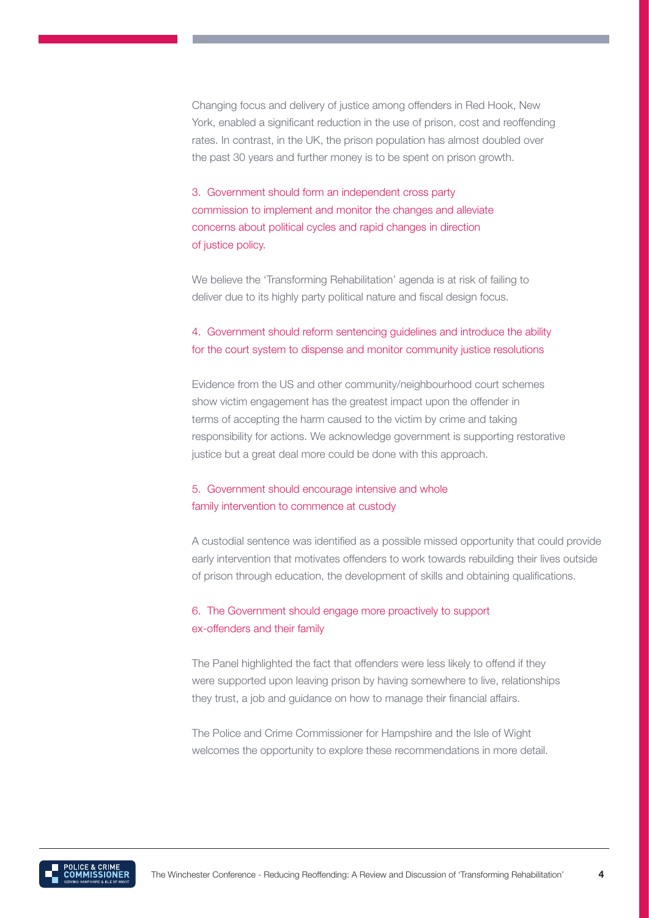Changing focus and delivery of justice among offenders in Red Hook, New York, enabled a significant reduction in the use of prison, cost and reoffending rates. In contrast, in the UK, the prison population has almost doubled over the past 30 years and further money is to be spent on prison growth.

3. Government should form an independent cross party commission to implement and monitor the changes and alleviate concerns about political cycles and rapid changes in direction of justice policy.

We believe the 'Transforming Rehabilitation' agenda is at risk of failing to deliver due to its highly party political nature and fiscal design focus.

4. Government should reform sentencing guidelines and introduce the ability for the court system to dispense and monitor community justice resolutions

Evidence from the US and other community/neighbourhood court schemes show victim engagement has the greatest impact upon the offender in terms of accepting the harm caused to the victim by crime and taking responsibility for actions. We acknowledge government is supporting restorative justice but a great deal more could be done with this approach.

5. Government should encourage intensive and whole family intervention to commence at custody

A custodial sentence was identified as a possible missed opportunity that could provide early intervention that motivates offenders to work towards rebuilding their lives outside of prison through education, the development of skills and obtaining qualifications.

6. The Government should engage more proactively to support ex-offenders and their family

The Panel highlighted the fact that offenders were less likely to offend if they were supported upon leaving prison by having somewhere to live, relationships they trust, a job and guidance on how to manage their financial affairs.

The Police and Crime Commissioner for Hampshire and the Isle of Wight welcomes the opportunity to explore these recommendations in more detail.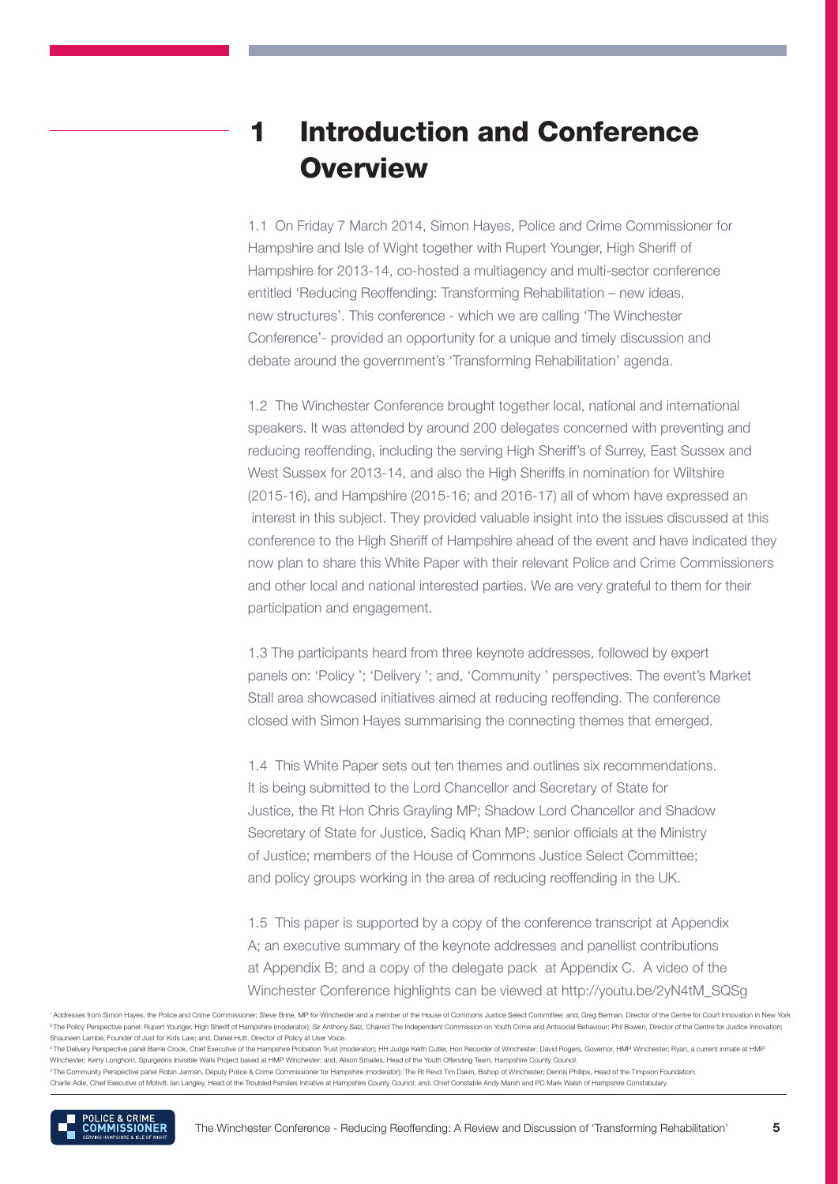# 1 Introduction and Conference Overview

1.1 On Friday 7 March 2014, Simon Hayes, Police and Crime Commissioner for Hampshire and Isle of Wight together with Rupert Younger, High Sheriff of Hampshire for 2013-14, co-hosted a multiagency and multi-sector conference entitled 'Reducing Reoffending: Transforming Rehabilitation – new ideas, new structures'. This conference - which we are calling 'The Winchester Conference'- provided an opportunity for a unique and timely discussion and debate around the government's 'Transforming Rehabilitation' agenda.

1.2 The Winchester Conference brought together local, national and international speakers. It was attended by around 200 delegates concerned with preventing and reducing reoffending, including the serving High Sheriff's of Surrey, East Sussex and West Sussex for 2013-14, and also the High Sheriffs in nomination for Wiltshire (2015-16), and Hampshire (2015-16; and 2016-17) all of whom have expressed an interest in this subject. They provided valuable insight into the issues discussed at this conference to the High Sheriff of Hampshire ahead of the event and have indicated they now plan to share this White Paper with their relevant Police and Crime Commissioners and other local and national interested parties. We are very grateful to them for their participation and engagement.

1.3 The participants heard from three keynote addresses[1], followed by expert panels on: 'Policy[2]'; 'Delivery[3]'; and, 'Community[4]' perspectives. The event's Market Stall area showcased initiatives aimed at reducing reoffending. The conference closed with Simon Hayes summarising the connecting themes that emerged.

1.4 This White Paper sets out ten themes and outlines six recommendations. It is being submitted to the Lord Chancellor and Secretary of State for Justice, the Rt Hon Chris Grayling MP; Shadow Lord Chancellor and Shadow Secretary of State for Justice, Sadiq Khan MP; senior officials at the Ministry of Justice; members of the House of Commons Justice Select Committee; and policy groups working in the area of reducing reoffending in the UK.

1.5 This paper is supported by a copy of the conference transcript at Appendix A; an executive summary of the keynote addresses and panellist contributions at Appendix B; and a copy of the delegate pack at Appendix C. A video of the Winchester Conference highlights can be viewed at http://youtu.be/2yN4tM_SQSg

---

[1] Addresses from Simon Hayes, the Police and Crime Commissioner; Steve Brine, MP for Winchester and a member of the House of Commons Justice Select Committee; and, Greg Berman, Director of the Centre for Court Innovation in New York

[2] The Policy Perspective panel: Rupert Younger, High Sheriff of Hampshire (moderator); Sir Anthony Salz, Chaired The Independent Commission on Youth Crime and Antisocial Behaviour; Phil Bowen, Director of the Centre for Justice Innovation; Shauneen Lambe, Founder of Just for Kids Law; and, Daniel Hutt, Director of Policy at User Voice.

[3] The Delivery Perspective panel Barrie Crook, Chief Executive of the Hampshire Probation Trust (moderator); HH Judge Keith Cutler, Hon Recorder of Winchester; David Rogers, Governor, HMP Winchester; Ryan, a current inmate at HMP Winchester; Kerry Longhorn, Spurgeons Invisible Walls Project based at HMP Winchester; and, Alison Smailes, Head of the Youth Offending Team, Hampshire County Council.

[4] The Community Perspective panel Robin Jarman, Deputy Police & Crime Commissioner for Hampshire (moderator); The Rt Revd Tim Dakin, Bishop of Winchester; Dennis Phillips, Head of the Timpson Foundation; Charlie Adie, Chief Executive of Motiv8; Ian Langley, Head of the Troubled Families Initiative at Hampshire County Council; and, Chief Constable Andy Marsh and PC Mark Walsh of Hampshire Constabulary.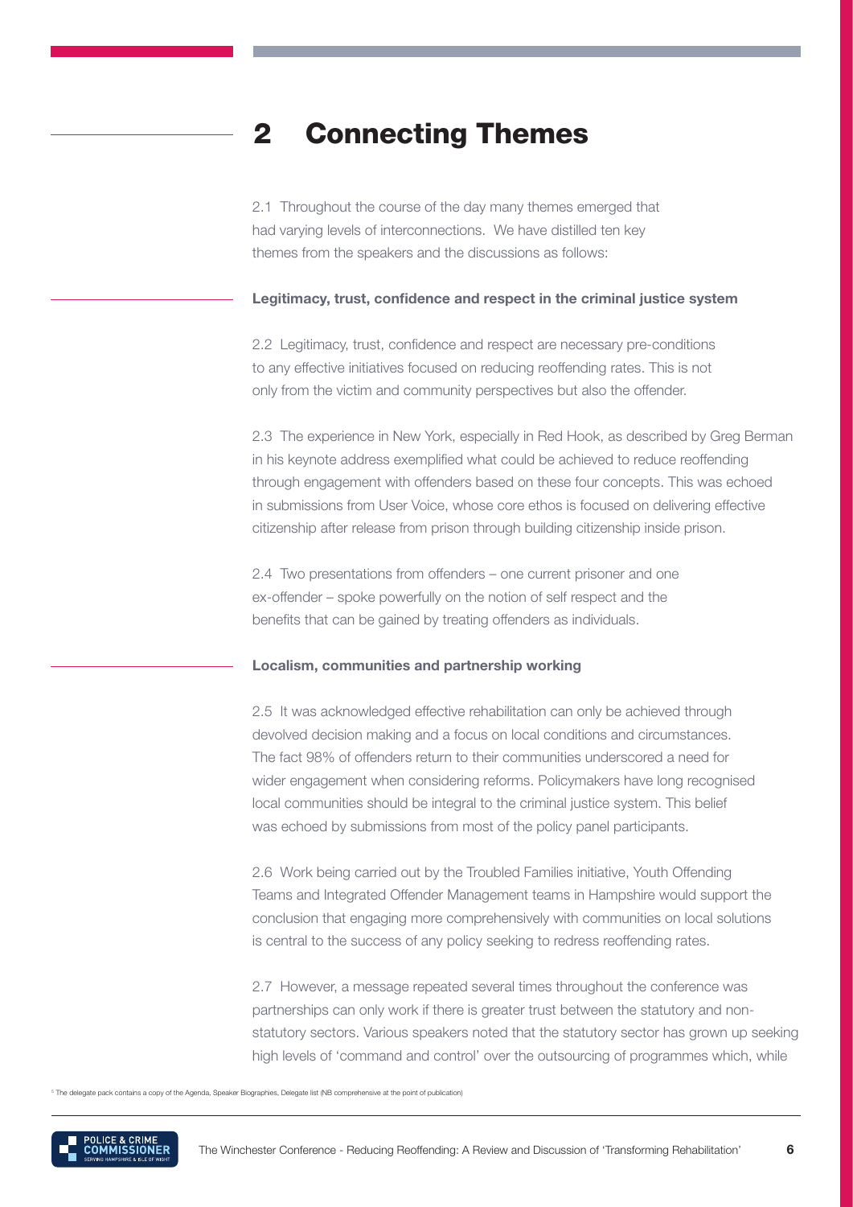## 2 Connecting Themes

2.1 Throughout the course of the day many themes emerged that had varying levels of interconnections. We have distilled ten key themes from the speakers and the discussions as follows:

**Legitimacy, trust, confidence and respect in the criminal justice system**

2.2 Legitimacy, trust, confidence and respect are necessary pre-conditions to any effective initiatives focused on reducing reoffending rates. This is not only from the victim and community perspectives but also the offender.

2.3 The experience in New York, especially in Red Hook, as described by Greg Berman in his keynote address exemplified what could be achieved to reduce reoffending through engagement with offenders based on these four concepts. This was echoed in submissions from User Voice, whose core ethos is focused on delivering effective citizenship after release from prison through building citizenship inside prison.

2.4 Two presentations from offenders – one current prisoner and one ex-offender – spoke powerfully on the notion of self respect and the benefits that can be gained by treating offenders as individuals.

**Localism, communities and partnership working**

2.5 It was acknowledged effective rehabilitation can only be achieved through devolved decision making and a focus on local conditions and circumstances. The fact 98% of offenders return to their communities underscored a need for wider engagement when considering reforms. Policymakers have long recognised local communities should be integral to the criminal justice system. This belief was echoed by submissions from most of the policy panel participants.

2.6 Work being carried out by the Troubled Families initiative, Youth Offending Teams and Integrated Offender Management teams in Hampshire would support the conclusion that engaging more comprehensively with communities on local solutions is central to the success of any policy seeking to redress reoffending rates.

2.7 However, a message repeated several times throughout the conference was partnerships can only work if there is greater trust between the statutory and non-statutory sectors. Various speakers noted that the statutory sector has grown up seeking high levels of 'command and control' over the outsourcing of programmes which, while

[5] The delegate pack contains a copy of the Agenda, Speaker Biographies, Delegate list (NB comprehensive at the point of publication)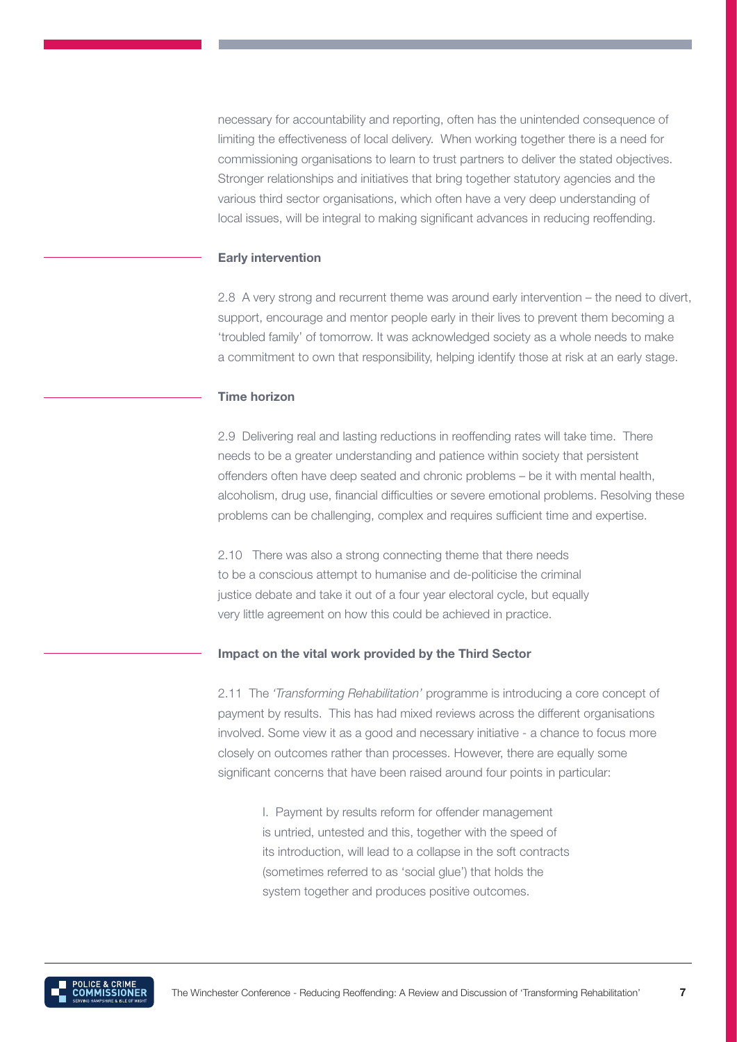necessary for accountability and reporting, often has the unintended consequence of limiting the effectiveness of local delivery. When working together there is a need for commissioning organisations to learn to trust partners to deliver the stated objectives. Stronger relationships and initiatives that bring together statutory agencies and the various third sector organisations, which often have a very deep understanding of local issues, will be integral to making significant advances in reducing reoffending.

**Early intervention**

2.8 A very strong and recurrent theme was around early intervention – the need to divert, support, encourage and mentor people early in their lives to prevent them becoming a 'troubled family' of tomorrow. It was acknowledged society as a whole needs to make a commitment to own that responsibility, helping identify those at risk at an early stage.

**Time horizon**

2.9 Delivering real and lasting reductions in reoffending rates will take time. There needs to be a greater understanding and patience within society that persistent offenders often have deep seated and chronic problems – be it with mental health, alcoholism, drug use, financial difficulties or severe emotional problems. Resolving these problems can be challenging, complex and requires sufficient time and expertise.

2.10 There was also a strong connecting theme that there needs to be a conscious attempt to humanise and de-politicise the criminal justice debate and take it out of a four year electoral cycle, but equally very little agreement on how this could be achieved in practice.

**Impact on the vital work provided by the Third Sector**

2.11 The *'Transforming Rehabilitation'* programme is introducing a core concept of payment by results. This has had mixed reviews across the different organisations involved. Some view it as a good and necessary initiative - a chance to focus more closely on outcomes rather than processes. However, there are equally some significant concerns that have been raised around four points in particular:

> I. Payment by results reform for offender management is untried, untested and this, together with the speed of its introduction, will lead to a collapse in the soft contracts (sometimes referred to as 'social glue') that holds the system together and produces positive outcomes.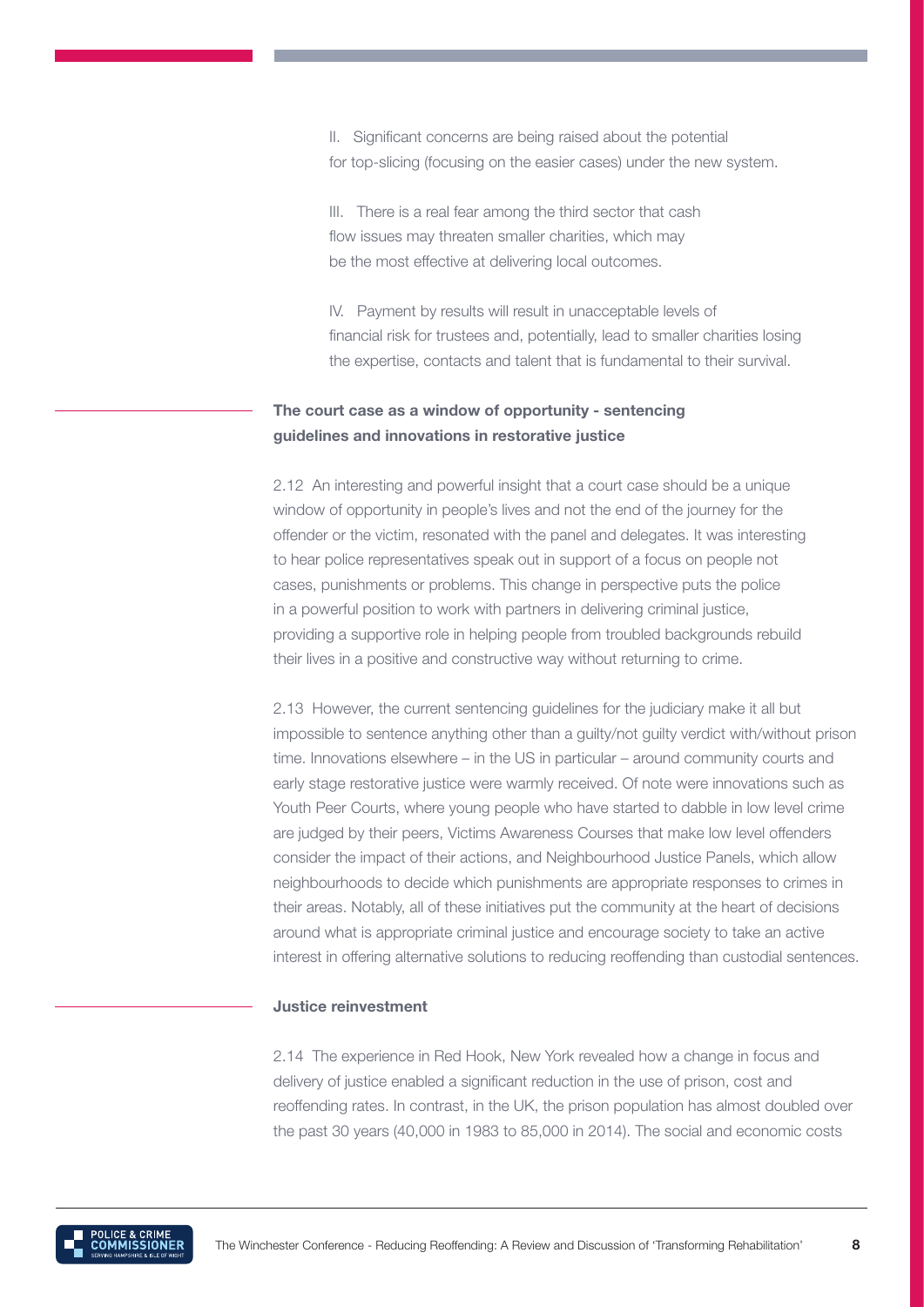II. Significant concerns are being raised about the potential for top-slicing (focusing on the easier cases) under the new system.

III. There is a real fear among the third sector that cash flow issues may threaten smaller charities, which may be the most effective at delivering local outcomes.

IV. Payment by results will result in unacceptable levels of financial risk for trustees and, potentially, lead to smaller charities losing the expertise, contacts and talent that is fundamental to their survival.

### The court case as a window of opportunity - sentencing guidelines and innovations in restorative justice

2.12 An interesting and powerful insight that a court case should be a unique window of opportunity in people's lives and not the end of the journey for the offender or the victim, resonated with the panel and delegates. It was interesting to hear police representatives speak out in support of a focus on people not cases, punishments or problems. This change in perspective puts the police in a powerful position to work with partners in delivering criminal justice, providing a supportive role in helping people from troubled backgrounds rebuild their lives in a positive and constructive way without returning to crime.

2.13 However, the current sentencing guidelines for the judiciary make it all but impossible to sentence anything other than a guilty/not guilty verdict with/without prison time. Innovations elsewhere – in the US in particular – around community courts and early stage restorative justice were warmly received. Of note were innovations such as Youth Peer Courts, where young people who have started to dabble in low level crime are judged by their peers, Victims Awareness Courses that make low level offenders consider the impact of their actions, and Neighbourhood Justice Panels, which allow neighbourhoods to decide which punishments are appropriate responses to crimes in their areas. Notably, all of these initiatives put the community at the heart of decisions around what is appropriate criminal justice and encourage society to take an active interest in offering alternative solutions to reducing reoffending than custodial sentences.

### Justice reinvestment

2.14 The experience in Red Hook, New York revealed how a change in focus and delivery of justice enabled a significant reduction in the use of prison, cost and reoffending rates. In contrast, in the UK, the prison population has almost doubled over the past 30 years (40,000 in 1983 to 85,000 in 2014). The social and economic costs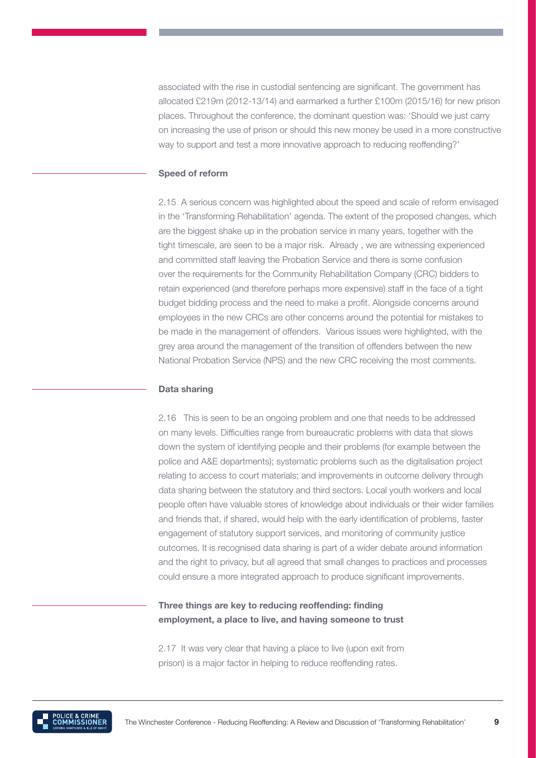associated with the rise in custodial sentencing are significant. The government has allocated £219m (2012-13/14) and earmarked a further £100m (2015/16) for new prison places. Throughout the conference, the dominant question was: 'Should we just carry on increasing the use of prison or should this new money be used in a more constructive way to support and test a more innovative approach to reducing reoffending?'

### Speed of reform

2.15 A serious concern was highlighted about the speed and scale of reform envisaged in the 'Transforming Rehabilitation' agenda. The extent of the proposed changes, which are the biggest shake up in the probation service in many years, together with the tight timescale, are seen to be a major risk. Already , we are witnessing experienced and committed staff leaving the Probation Service and there is some confusion over the requirements for the Community Rehabilitation Company (CRC) bidders to retain experienced (and therefore perhaps more expensive) staff in the face of a tight budget bidding process and the need to make a profit. Alongside concerns around employees in the new CRCs are other concerns around the potential for mistakes to be made in the management of offenders. Various issues were highlighted, with the grey area around the management of the transition of offenders between the new National Probation Service (NPS) and the new CRC receiving the most comments.

### Data sharing

2.16 This is seen to be an ongoing problem and one that needs to be addressed on many levels. Difficulties range from bureaucratic problems with data that slows down the system of identifying people and their problems (for example between the police and A&E departments); systematic problems such as the digitalisation project relating to access to court materials; and improvements in outcome delivery through data sharing between the statutory and third sectors. Local youth workers and local people often have valuable stores of knowledge about individuals or their wider families and friends that, if shared, would help with the early identification of problems, faster engagement of statutory support services, and monitoring of community justice outcomes. It is recognised data sharing is part of a wider debate around information and the right to privacy, but all agreed that small changes to practices and processes could ensure a more integrated approach to produce significant improvements.

### Three things are key to reducing reoffending: finding employment, a place to live, and having someone to trust

2.17 It was very clear that having a place to live (upon exit from prison) is a major factor in helping to reduce reoffending rates.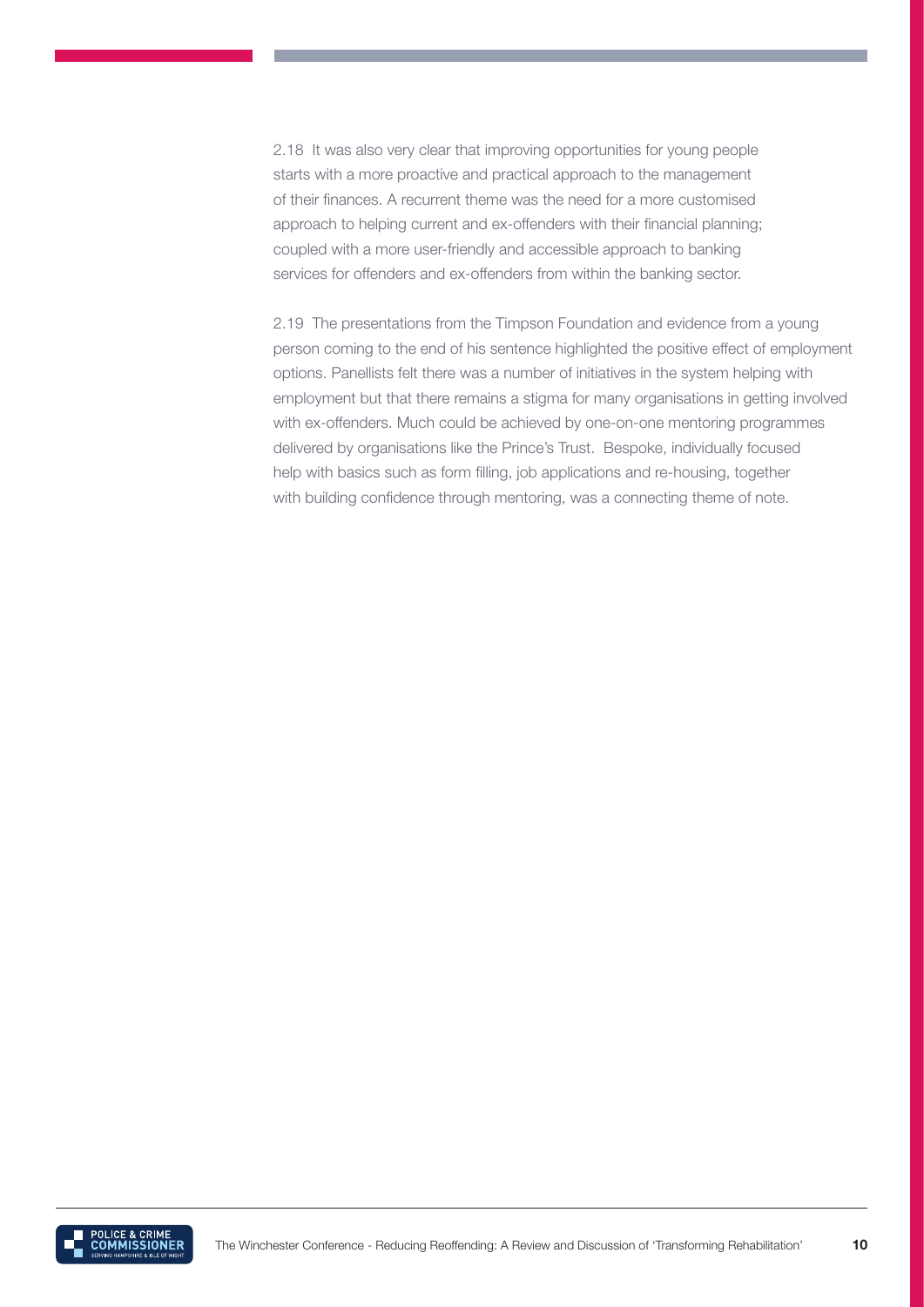2.18 It was also very clear that improving opportunities for young people starts with a more proactive and practical approach to the management of their finances. A recurrent theme was the need for a more customised approach to helping current and ex-offenders with their financial planning; coupled with a more user-friendly and accessible approach to banking services for offenders and ex-offenders from within the banking sector.

2.19 The presentations from the Timpson Foundation and evidence from a young person coming to the end of his sentence highlighted the positive effect of employment options. Panellists felt there was a number of initiatives in the system helping with employment but that there remains a stigma for many organisations in getting involved with ex-offenders. Much could be achieved by one-on-one mentoring programmes delivered by organisations like the Prince's Trust. Bespoke, individually focused help with basics such as form filling, job applications and re-housing, together with building confidence through mentoring, was a connecting theme of note.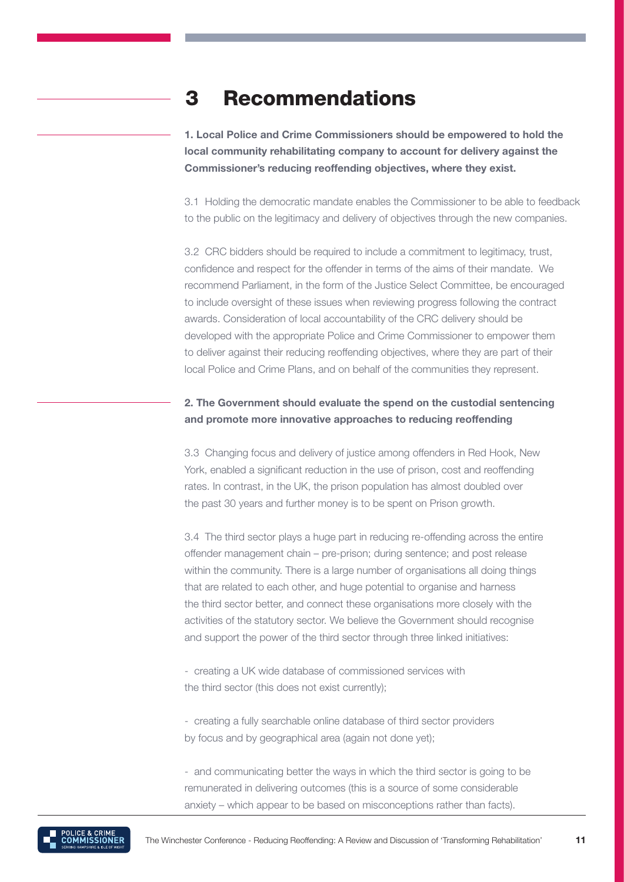# 3 Recommendations

**1. Local Police and Crime Commissioners should be empowered to hold the local community rehabilitating company to account for delivery against the Commissioner's reducing reoffending objectives, where they exist.**

3.1 Holding the democratic mandate enables the Commissioner to be able to feedback to the public on the legitimacy and delivery of objectives through the new companies.

3.2 CRC bidders should be required to include a commitment to legitimacy, trust, confidence and respect for the offender in terms of the aims of their mandate. We recommend Parliament, in the form of the Justice Select Committee, be encouraged to include oversight of these issues when reviewing progress following the contract awards. Consideration of local accountability of the CRC delivery should be developed with the appropriate Police and Crime Commissioner to empower them to deliver against their reducing reoffending objectives, where they are part of their local Police and Crime Plans, and on behalf of the communities they represent.

**2. The Government should evaluate the spend on the custodial sentencing and promote more innovative approaches to reducing reoffending**

3.3 Changing focus and delivery of justice among offenders in Red Hook, New York, enabled a significant reduction in the use of prison, cost and reoffending rates. In contrast, in the UK, the prison population has almost doubled over the past 30 years and further money is to be spent on Prison growth.

3.4 The third sector plays a huge part in reducing re-offending across the entire offender management chain – pre-prison; during sentence; and post release within the community. There is a large number of organisations all doing things that are related to each other, and huge potential to organise and harness the third sector better, and connect these organisations more closely with the activities of the statutory sector. We believe the Government should recognise and support the power of the third sector through three linked initiatives:

- creating a UK wide database of commissioned services with the third sector (this does not exist currently);

- creating a fully searchable online database of third sector providers by focus and by geographical area (again not done yet);

- and communicating better the ways in which the third sector is going to be remunerated in delivering outcomes (this is a source of some considerable anxiety – which appear to be based on misconceptions rather than facts).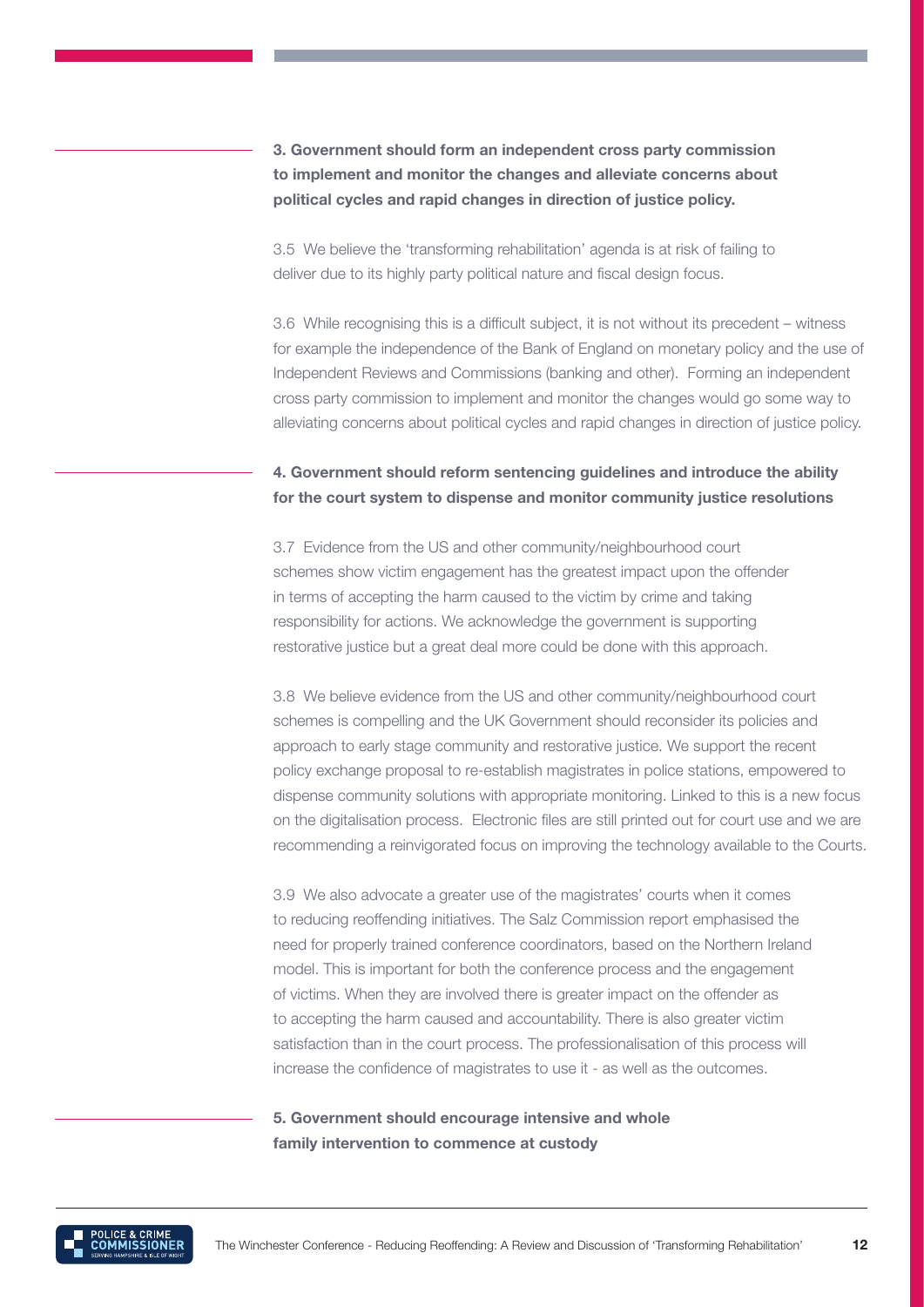**3. Government should form an independent cross party commission to implement and monitor the changes and alleviate concerns about political cycles and rapid changes in direction of justice policy.**

3.5 We believe the 'transforming rehabilitation' agenda is at risk of failing to deliver due to its highly party political nature and fiscal design focus.

3.6 While recognising this is a difficult subject, it is not without its precedent – witness for example the independence of the Bank of England on monetary policy and the use of Independent Reviews and Commissions (banking and other). Forming an independent cross party commission to implement and monitor the changes would go some way to alleviating concerns about political cycles and rapid changes in direction of justice policy.

**4. Government should reform sentencing guidelines and introduce the ability for the court system to dispense and monitor community justice resolutions**

3.7 Evidence from the US and other community/neighbourhood court schemes show victim engagement has the greatest impact upon the offender in terms of accepting the harm caused to the victim by crime and taking responsibility for actions. We acknowledge the government is supporting restorative justice but a great deal more could be done with this approach.

3.8 We believe evidence from the US and other community/neighbourhood court schemes is compelling and the UK Government should reconsider its policies and approach to early stage community and restorative justice. We support the recent policy exchange proposal to re-establish magistrates in police stations, empowered to dispense community solutions with appropriate monitoring. Linked to this is a new focus on the digitalisation process. Electronic files are still printed out for court use and we are recommending a reinvigorated focus on improving the technology available to the Courts.

3.9 We also advocate a greater use of the magistrates' courts when it comes to reducing reoffending initiatives. The Salz Commission report emphasised the need for properly trained conference coordinators, based on the Northern Ireland model. This is important for both the conference process and the engagement of victims. When they are involved there is greater impact on the offender as to accepting the harm caused and accountability. There is also greater victim satisfaction than in the court process. The professionalisation of this process will increase the confidence of magistrates to use it - as well as the outcomes.

**5. Government should encourage intensive and whole family intervention to commence at custody**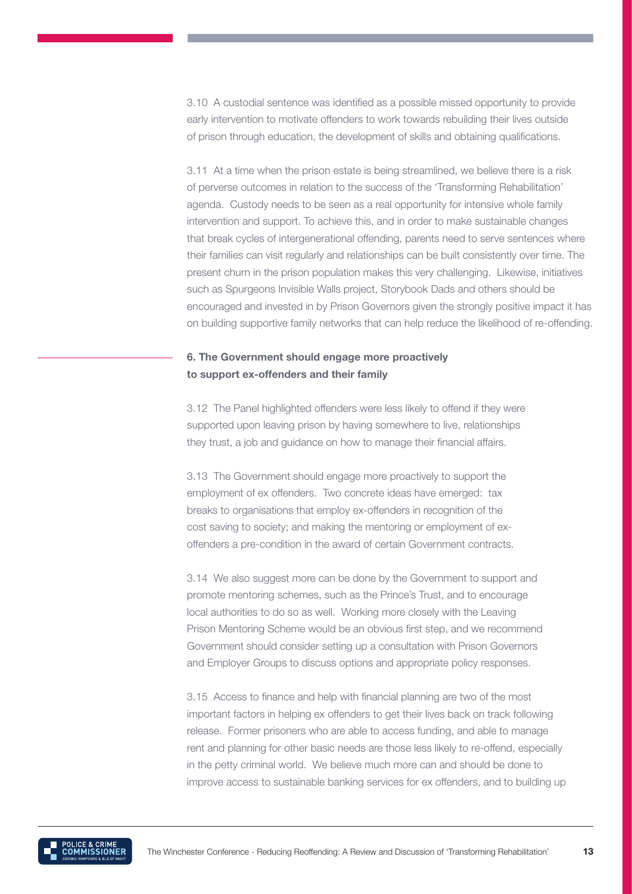3.10 A custodial sentence was identified as a possible missed opportunity to provide early intervention to motivate offenders to work towards rebuilding their lives outside of prison through education, the development of skills and obtaining qualifications.

3.11 At a time when the prison estate is being streamlined, we believe there is a risk of perverse outcomes in relation to the success of the 'Transforming Rehabilitation' agenda. Custody needs to be seen as a real opportunity for intensive whole family intervention and support. To achieve this, and in order to make sustainable changes that break cycles of intergenerational offending, parents need to serve sentences where their families can visit regularly and relationships can be built consistently over time. The present churn in the prison population makes this very challenging. Likewise, initiatives such as Spurgeons Invisible Walls project, Storybook Dads and others should be encouraged and invested in by Prison Governors given the strongly positive impact it has on building supportive family networks that can help reduce the likelihood of re-offending.

**6. The Government should engage more proactively to support ex-offenders and their family**

3.12 The Panel highlighted offenders were less likely to offend if they were supported upon leaving prison by having somewhere to live, relationships they trust, a job and guidance on how to manage their financial affairs.

3.13 The Government should engage more proactively to support the employment of ex offenders. Two concrete ideas have emerged: tax breaks to organisations that employ ex-offenders in recognition of the cost saving to society; and making the mentoring or employment of ex-offenders a pre-condition in the award of certain Government contracts.

3.14 We also suggest more can be done by the Government to support and promote mentoring schemes, such as the Prince's Trust, and to encourage local authorities to do so as well. Working more closely with the Leaving Prison Mentoring Scheme would be an obvious first step, and we recommend Government should consider setting up a consultation with Prison Governors and Employer Groups to discuss options and appropriate policy responses.

3.15 Access to finance and help with financial planning are two of the most important factors in helping ex offenders to get their lives back on track following release. Former prisoners who are able to access funding, and able to manage rent and planning for other basic needs are those less likely to re-offend, especially in the petty criminal world. We believe much more can and should be done to improve access to sustainable banking services for ex offenders, and to building up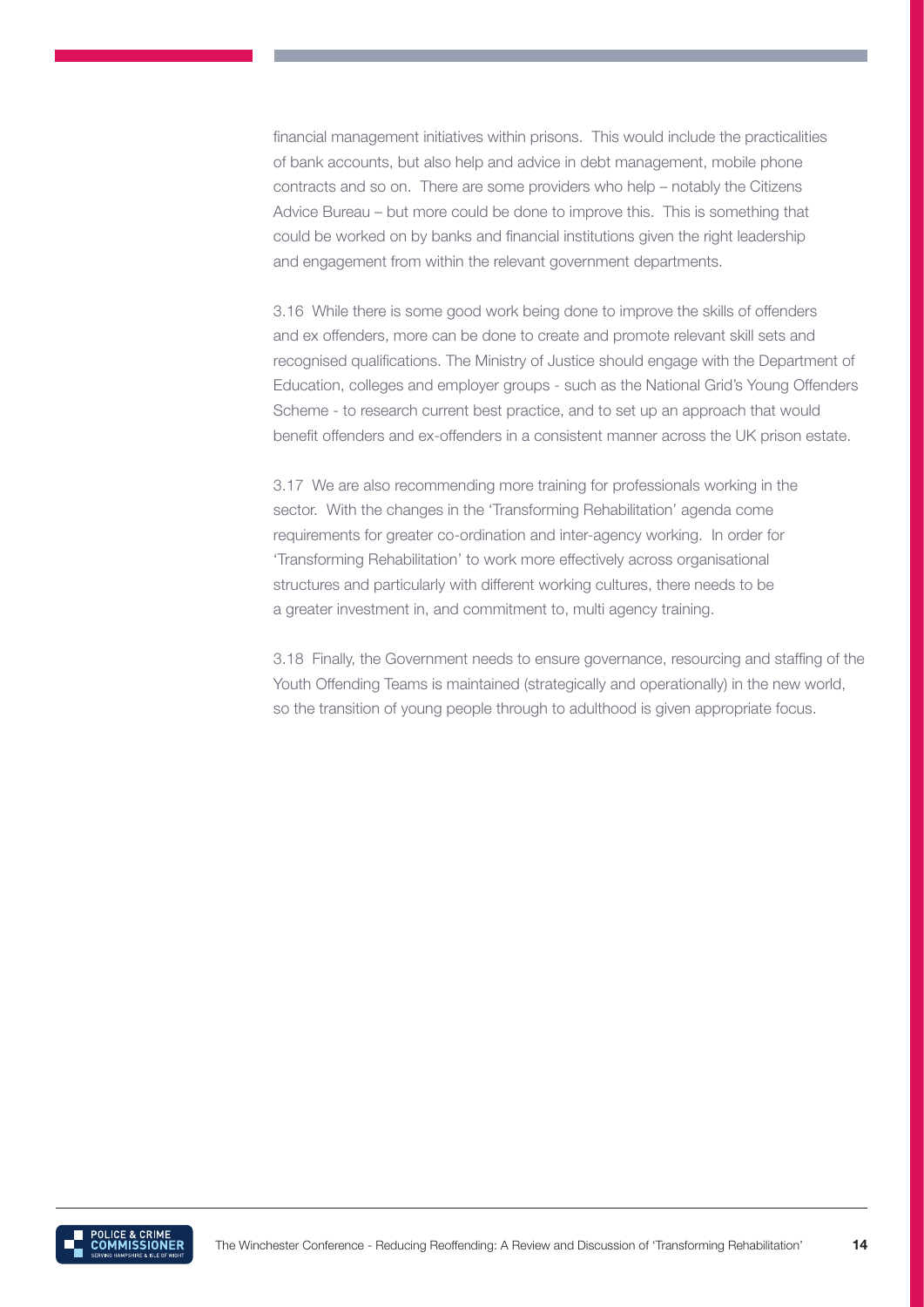financial management initiatives within prisons. This would include the practicalities of bank accounts, but also help and advice in debt management, mobile phone contracts and so on. There are some providers who help – notably the Citizens Advice Bureau – but more could be done to improve this. This is something that could be worked on by banks and financial institutions given the right leadership and engagement from within the relevant government departments.

3.16 While there is some good work being done to improve the skills of offenders and ex offenders, more can be done to create and promote relevant skill sets and recognised qualifications. The Ministry of Justice should engage with the Department of Education, colleges and employer groups - such as the National Grid's Young Offenders Scheme - to research current best practice, and to set up an approach that would benefit offenders and ex-offenders in a consistent manner across the UK prison estate.

3.17 We are also recommending more training for professionals working in the sector. With the changes in the 'Transforming Rehabilitation' agenda come requirements for greater co-ordination and inter-agency working. In order for 'Transforming Rehabilitation' to work more effectively across organisational structures and particularly with different working cultures, there needs to be a greater investment in, and commitment to, multi agency training.

3.18 Finally, the Government needs to ensure governance, resourcing and staffing of the Youth Offending Teams is maintained (strategically and operationally) in the new world, so the transition of young people through to adulthood is given appropriate focus.